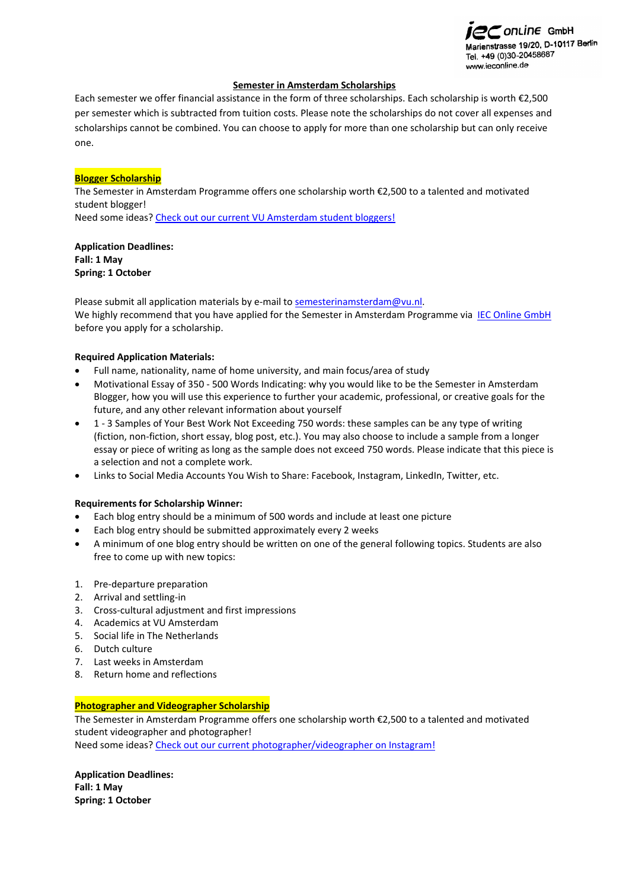IEC online GmbH
Marienstrasse 19/20, D-10117 Berlin
Tel. +49 (0)30-20458687
www.ieconline.de

## Semester in Amsterdam Scholarships

Each semester we offer financial assistance in the form of three scholarships. Each scholarship is worth €2,500 per semester which is subtracted from tuition costs. Please note the scholarships do not cover all expenses and scholarships cannot be combined. You can choose to apply for more than one scholarship but can only receive one.

### Blogger Scholarship

The Semester in Amsterdam Programme offers one scholarship worth €2,500 to a talented and motivated student blogger!
Need some ideas? Check out our current VU Amsterdam student bloggers!

**Application Deadlines:**
**Fall: 1 May**
**Spring: 1 October**

Please submit all application materials by e-mail to semesterinamsterdam@vu.nl.
We highly recommend that you have applied for the Semester in Amsterdam Programme via IEC Online GmbH before you apply for a scholarship.

**Required Application Materials:**

- Full name, nationality, name of home university, and main focus/area of study
- Motivational Essay of 350 - 500 Words Indicating: why you would like to be the Semester in Amsterdam Blogger, how you will use this experience to further your academic, professional, or creative goals for the future, and any other relevant information about yourself
- 1 - 3 Samples of Your Best Work Not Exceeding 750 words: these samples can be any type of writing (fiction, non-fiction, short essay, blog post, etc.). You may also choose to include a sample from a longer essay or piece of writing as long as the sample does not exceed 750 words. Please indicate that this piece is a selection and not a complete work.
- Links to Social Media Accounts You Wish to Share: Facebook, Instagram, LinkedIn, Twitter, etc.

**Requirements for Scholarship Winner:**

- Each blog entry should be a minimum of 500 words and include at least one picture
- Each blog entry should be submitted approximately every 2 weeks
- A minimum of one blog entry should be written on one of the general following topics. Students are also free to come up with new topics:

1. Pre-departure preparation
2. Arrival and settling-in
3. Cross-cultural adjustment and first impressions
4. Academics at VU Amsterdam
5. Social life in The Netherlands
6. Dutch culture
7. Last weeks in Amsterdam
8. Return home and reflections

### Photographer and Videographer Scholarship

The Semester in Amsterdam Programme offers one scholarship worth €2,500 to a talented and motivated student videographer and photographer!
Need some ideas? Check out our current photographer/videographer on Instagram!

**Application Deadlines:**
**Fall: 1 May**
**Spring: 1 October**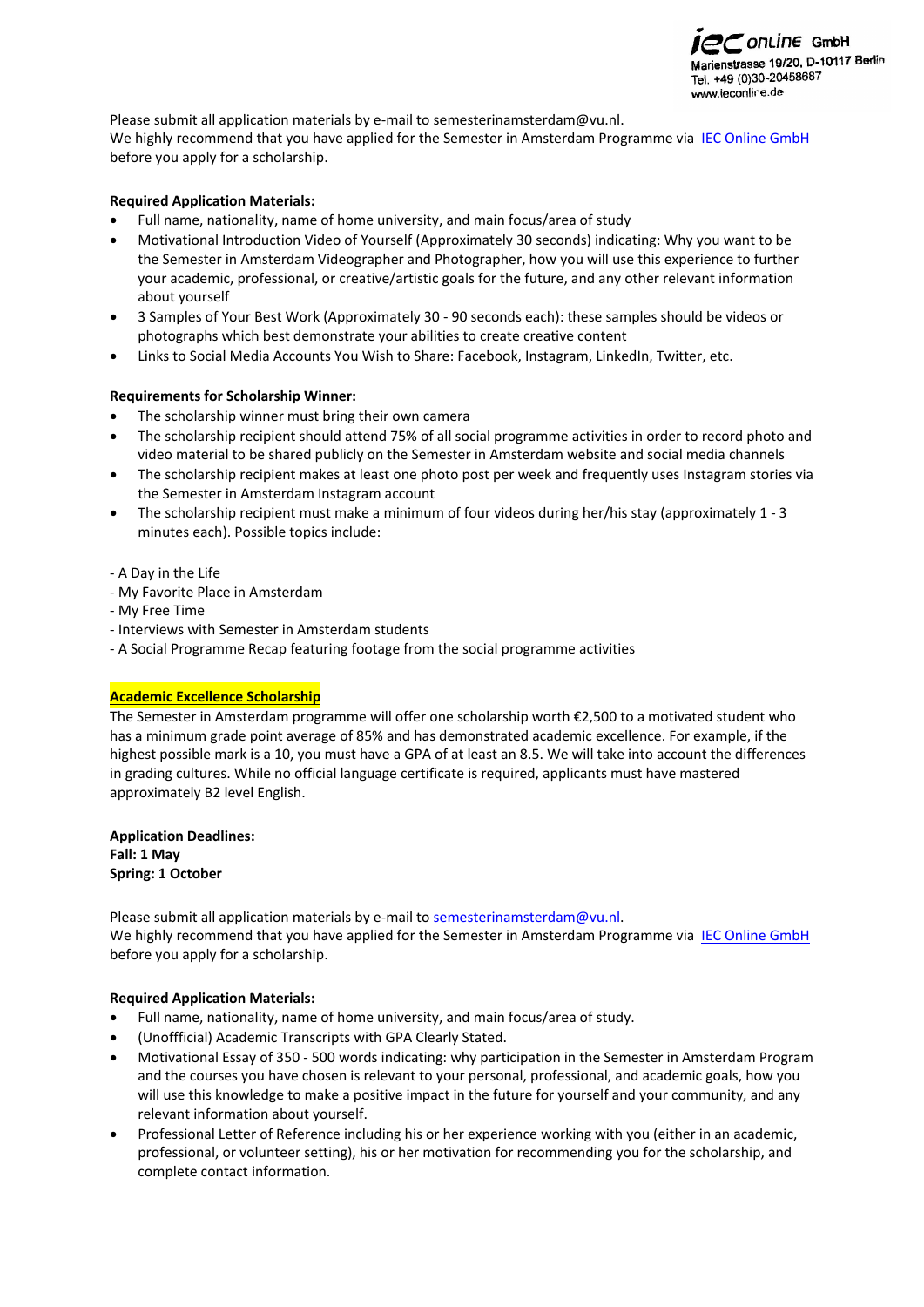Please submit all application materials by e-mail to semesterinamsterdam@vu.nl.
We highly recommend that you have applied for the Semester in Amsterdam Programme via [IEC Online GmbH](#) before you apply for a scholarship.

**Required Application Materials:**

- Full name, nationality, name of home university, and main focus/area of study
- Motivational Introduction Video of Yourself (Approximately 30 seconds) indicating: Why you want to be the Semester in Amsterdam Videographer and Photographer, how you will use this experience to further your academic, professional, or creative/artistic goals for the future, and any other relevant information about yourself
- 3 Samples of Your Best Work (Approximately 30 - 90 seconds each): these samples should be videos or photographs which best demonstrate your abilities to create creative content
- Links to Social Media Accounts You Wish to Share: Facebook, Instagram, LinkedIn, Twitter, etc.

**Requirements for Scholarship Winner:**

- The scholarship winner must bring their own camera
- The scholarship recipient should attend 75% of all social programme activities in order to record photo and video material to be shared publicly on the Semester in Amsterdam website and social media channels
- The scholarship recipient makes at least one photo post per week and frequently uses Instagram stories via the Semester in Amsterdam Instagram account
- The scholarship recipient must make a minimum of four videos during her/his stay (approximately 1 - 3 minutes each). Possible topics include:

- A Day in the Life
- My Favorite Place in Amsterdam
- My Free Time
- Interviews with Semester in Amsterdam students
- A Social Programme Recap featuring footage from the social programme activities

## Academic Excellence Scholarship

The Semester in Amsterdam programme will offer one scholarship worth €2,500 to a motivated student who has a minimum grade point average of 85% and has demonstrated academic excellence. For example, if the highest possible mark is a 10, you must have a GPA of at least an 8.5. We will take into account the differences in grading cultures. While no official language certificate is required, applicants must have mastered approximately B2 level English.

**Application Deadlines:**
**Fall: 1 May**
**Spring: 1 October**

Please submit all application materials by e-mail to semesterinamsterdam@vu.nl.
We highly recommend that you have applied for the Semester in Amsterdam Programme via [IEC Online GmbH](#) before you apply for a scholarship.

**Required Application Materials:**

- Full name, nationality, name of home university, and main focus/area of study.
- (Unoffficial) Academic Transcripts with GPA Clearly Stated.
- Motivational Essay of 350 - 500 words indicating: why participation in the Semester in Amsterdam Program and the courses you have chosen is relevant to your personal, professional, and academic goals, how you will use this knowledge to make a positive impact in the future for yourself and your community, and any relevant information about yourself.
- Professional Letter of Reference including his or her experience working with you (either in an academic, professional, or volunteer setting), his or her motivation for recommending you for the scholarship, and complete contact information.